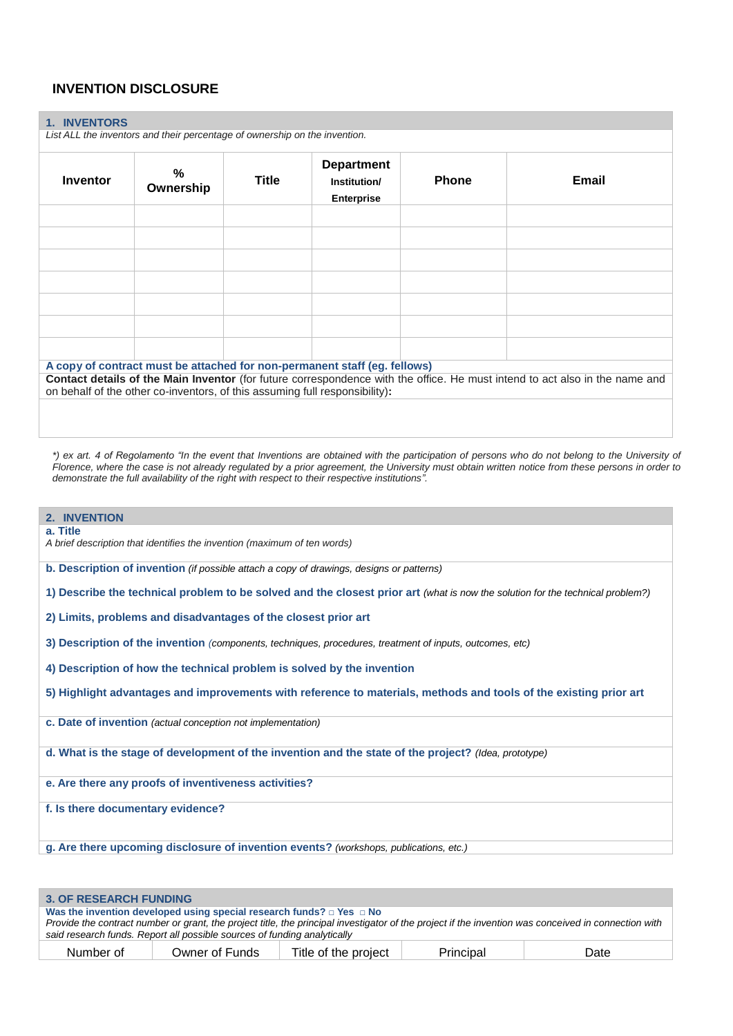# INVENTION DISCLOSURE

## 1. INVENTORS

*List ALL the inventors and their percentage of ownership on the invention.*

| Inventor | % Ownership | Title | Department Institution/ Enterprise | Phone | Email |
|---|---|---|---|---|---|
| | | | | | |
| | | | | | |
| | | | | | |
| | | | | | |
| | | | | | |
| | | | | | |
| | | | | | |

**A copy of contract must be attached for non-permanent staff (eg. fellows)**

**Contact details of the Main Inventor** (for future correspondence with the office. He must intend to act also in the name and on behalf of the other co-inventors, of this assuming full responsibility)**:**

*\*) ex art. 4 of Regolamento "In the event that Inventions are obtained with the participation of persons who do not belong to the University of Florence, where the case is not already regulated by a prior agreement, the University must obtain written notice from these persons in order to demonstrate the full availability of the right with respect to their respective institutions".*

## 2. INVENTION

**a. Title**

*A brief description that identifies the invention (maximum of ten words)*

**b. Description of invention** *(if possible attach a copy of drawings, designs or patterns)*

**1) Describe the technical problem to be solved and the closest prior art** *(what is now the solution for the technical problem?)*

**2) Limits, problems and disadvantages of the closest prior art**

**3) Description of the invention** *(components, techniques, procedures, treatment of inputs, outcomes, etc)*

**4) Description of how the technical problem is solved by the invention**

**5) Highlight advantages and improvements with reference to materials, methods and tools of the existing prior art**

**c. Date of invention** *(actual conception not implementation)*

**d. What is the stage of development of the invention and the state of the project?** *(Idea, prototype)*

**e. Are there any proofs of inventiveness activities?**

**f. Is there documentary evidence?**

**g. Are there upcoming disclosure of invention events?** *(workshops, publications, etc.)*

## 3. OF RESEARCH FUNDING

**Was the invention developed using special research funds? □ Yes □ No**

*Provide the contract number or grant, the project title, the principal investigator of the project if the invention was conceived in connection with said research funds. Report all possible sources of funding analytically*

| Number of | Owner of Funds | Title of the project | Principal | Date |
|---|---|---|---|---|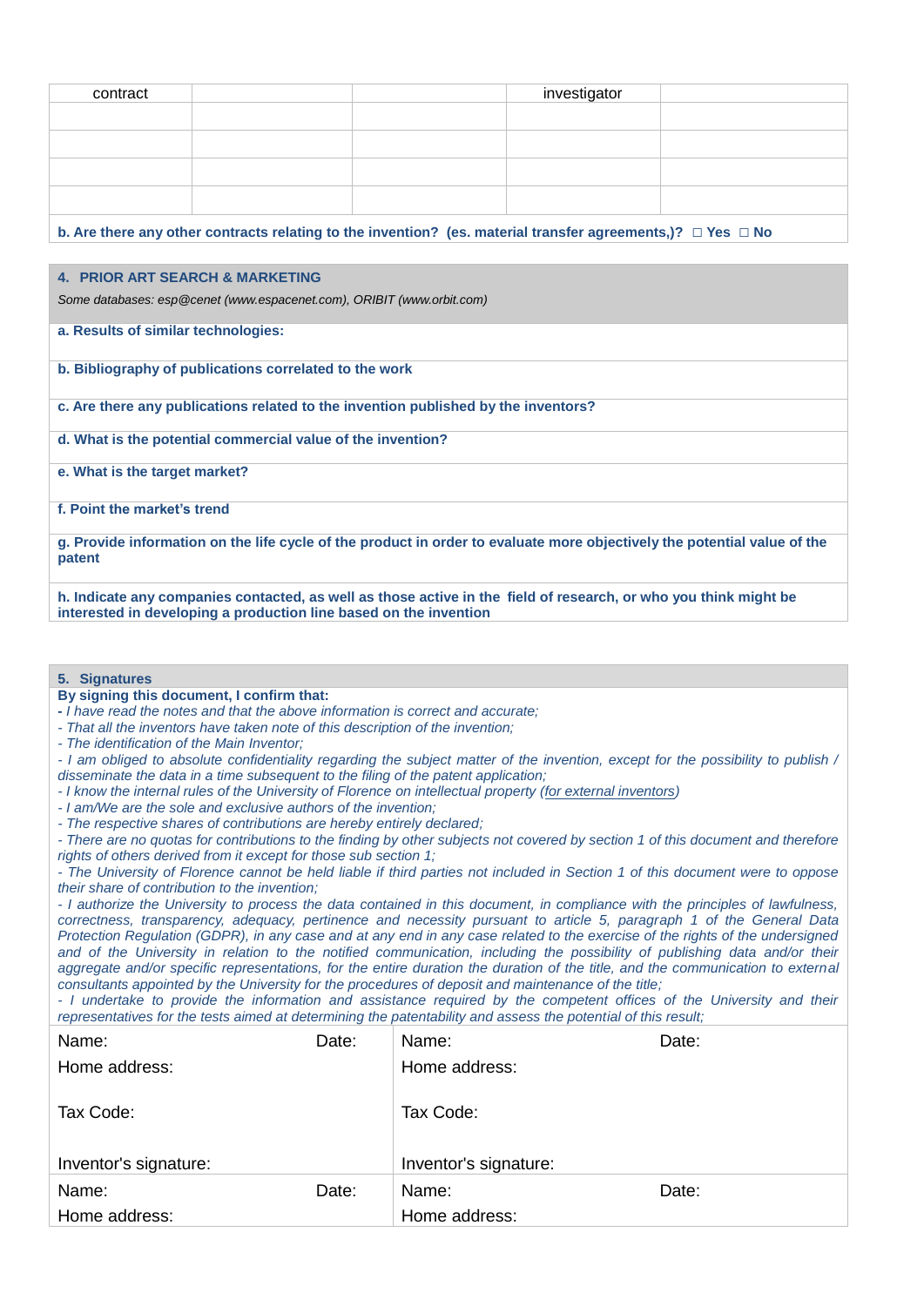| contract | | | investigator | |
|---|---|---|---|---|
| | | | | |
| | | | | |
| | | | | |
| | | | | |

**b. Are there any other contracts relating to the invention? (es. material transfer agreements,)? □ Yes □ No**

## 4. PRIOR ART SEARCH & MARKETING

*Some databases: esp@cenet (www.espacenet.com), ORIBIT (www.orbit.com)*

**a. Results of similar technologies:**

**b. Bibliography of publications correlated to the work**

**c. Are there any publications related to the invention published by the inventors?**

**d. What is the potential commercial value of the invention?**

**e. What is the target market?**

**f. Point the market's trend**

**g. Provide information on the life cycle of the product in order to evaluate more objectively the potential value of the patent**

**h. Indicate any companies contacted, as well as those active in the field of research, or who you think might be interested in developing a production line based on the invention**

## 5. Signatures

**By signing this document, I confirm that:**

- *I have read the notes and that the above information is correct and accurate;*
- *That all the inventors have taken note of this description of the invention;*
- *The identification of the Main Inventor;*
- *I am obliged to absolute confidentiality regarding the subject matter of the invention, except for the possibility to publish / disseminate the data in a time subsequent to the filing of the patent application;*
- *I know the internal rules of the University of Florence on intellectual property (for external inventors)*
- *I am/We are the sole and exclusive authors of the invention;*
- *The respective shares of contributions are hereby entirely declared;*
- *There are no quotas for contributions to the finding by other subjects not covered by section 1 of this document and therefore rights of others derived from it except for those sub section 1;*
- *The University of Florence cannot be held liable if third parties not included in Section 1 of this document were to oppose their share of contribution to the invention;*
- *I authorize the University to process the data contained in this document, in compliance with the principles of lawfulness, correctness, transparency, adequacy, pertinence and necessity pursuant to article 5, paragraph 1 of the General Data Protection Regulation (GDPR), in any case and at any end in any case related to the exercise of the rights of the undersigned and of the University in relation to the notified communication, including the possibility of publishing data and/or their aggregate and/or specific representations, for the entire duration the duration of the title, and the communication to external consultants appointed by the University for the procedures of deposit and maintenance of the title;*
- *I undertake to provide the information and assistance required by the competent offices of the University and their representatives for the tests aimed at determining the patentability and assess the potential of this result;*

| | |
|---|---|
| Name: Date: | Name: Date: |
| Home address: | Home address: |
| Tax Code: | Tax Code: |
| Inventor's signature: | Inventor's signature: |
| Name: Date: | Name: Date: |
| Home address: | Home address: |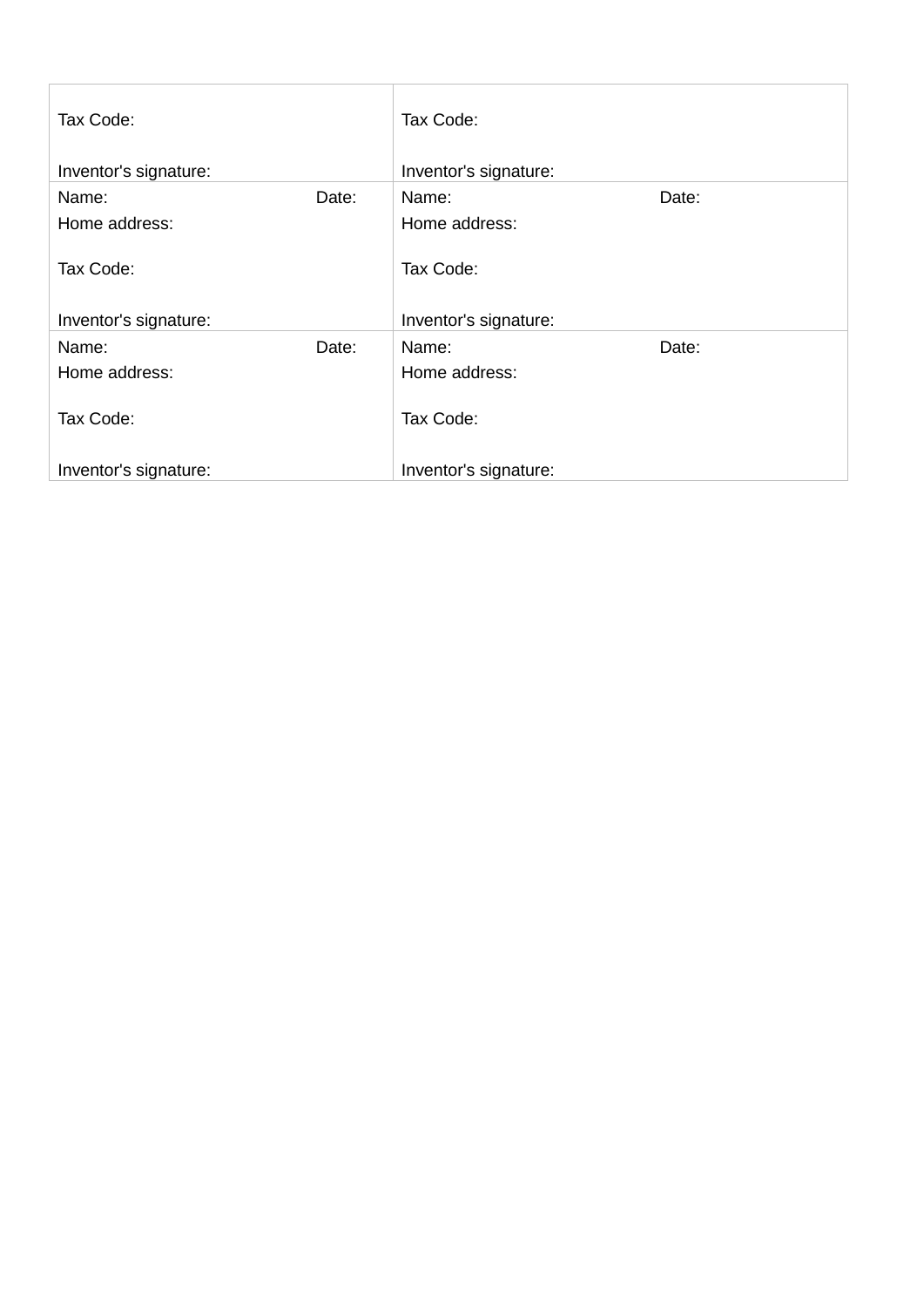| | |
|---|---|
| Tax Code:<br><br>Inventor's signature: | Tax Code:<br><br>Inventor's signature: |
| Name: Date:<br>Home address:<br><br>Tax Code:<br><br>Inventor's signature: | Name: Date:<br>Home address:<br><br>Tax Code:<br><br>Inventor's signature: |
| Name: Date:<br>Home address:<br><br>Tax Code:<br><br>Inventor's signature: | Name: Date:<br>Home address:<br><br>Tax Code:<br><br>Inventor's signature: |